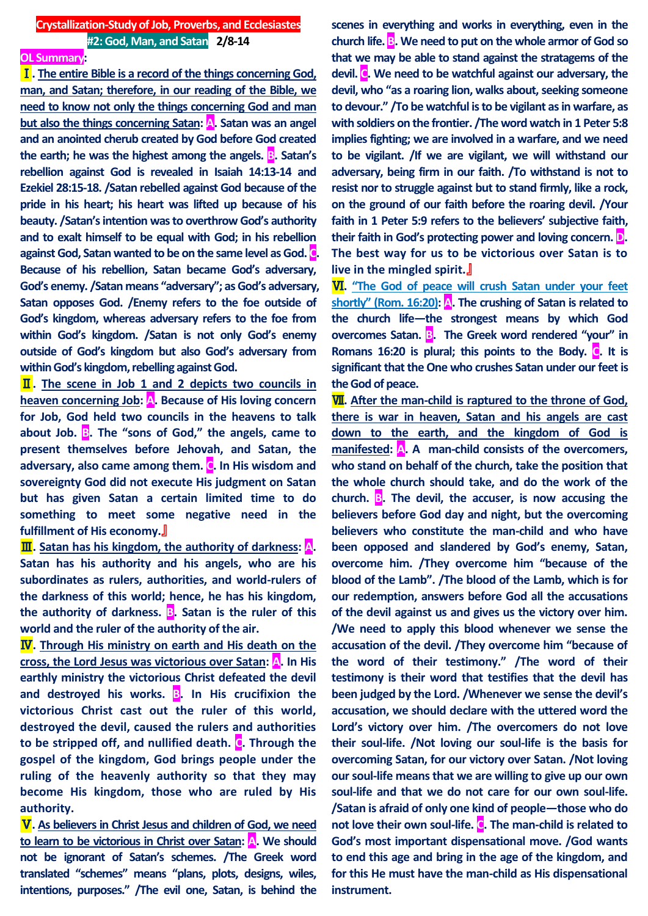# Crystallization-Study of Job, Proverbs, and Ecclesiastes

**#2: God, Man, and Satan 2/8-14**

**OL Summary:**

**Ⅰ. The entire Bible is a record of the things concerning God, man, and Satan; therefore, in our reading of the Bible, we need to know not only the things concerning God and man but also the things concerning Satan:** **A.** Satan was an angel and an anointed cherub created by God before God created the earth; he was the highest among the angels. **B.** Satan's rebellion against God is revealed in Isaiah 14:13-14 and Ezekiel 28:15-18. /Satan rebelled against God because of the pride in his heart; his heart was lifted up because of his beauty. /Satan's intention was to overthrow God's authority and to exalt himself to be equal with God; in his rebellion against God, Satan wanted to be on the same level as God. **C.** Because of his rebellion, Satan became God's adversary, God's enemy. /Satan means "adversary"; as God's adversary, Satan opposes God. /Enemy refers to the foe outside of God's kingdom, whereas adversary refers to the foe from within God's kingdom. /Satan is not only God's enemy outside of God's kingdom but also God's adversary from within God's kingdom, rebelling against God.

**Ⅱ. The scene in Job 1 and 2 depicts two councils in heaven concerning Job:** **A.** Because of His loving concern for Job, God held two councils in the heavens to talk about Job. **B.** The "sons of God," the angels, came to present themselves before Jehovah, and Satan, the adversary, also came among them. **C.** In His wisdom and sovereignty God did not execute His judgment on Satan but has given Satan a certain limited time to do something to meet some negative need in the fulfillment of His economy.』

**Ⅲ. Satan has his kingdom, the authority of darkness:** **A.** Satan has his authority and his angels, who are his subordinates as rulers, authorities, and world-rulers of the darkness of this world; hence, he has his kingdom, the authority of darkness. **B.** Satan is the ruler of this world and the ruler of the authority of the air.

**Ⅳ. Through His ministry on earth and His death on the cross, the Lord Jesus was victorious over Satan:** **A.** In His earthly ministry the victorious Christ defeated the devil and destroyed his works. **B.** In His crucifixion the victorious Christ cast out the ruler of this world, destroyed the devil, caused the rulers and authorities to be stripped off, and nullified death. **C.** Through the gospel of the kingdom, God brings people under the ruling of the heavenly authority so that they may become His kingdom, those who are ruled by His authority.

**Ⅴ. As believers in Christ Jesus and children of God, we need to learn to be victorious in Christ over Satan:** **A.** We should not be ignorant of Satan's schemes. /The Greek word translated "schemes" means "plans, plots, designs, wiles, intentions, purposes." /The evil one, Satan, is behind the scenes in everything and works in everything, even in the church life. **B.** We need to put on the whole armor of God so that we may be able to stand against the stratagems of the devil. **C.** We need to be watchful against our adversary, the devil, who "as a roaring lion, walks about, seeking someone to devour." /To be watchful is to be vigilant as in warfare, as with soldiers on the frontier. /The word watch in 1 Peter 5:8 implies fighting; we are involved in a warfare, and we need to be vigilant. /If we are vigilant, we will withstand our adversary, being firm in our faith. /To withstand is not to resist nor to struggle against but to stand firmly, like a rock, on the ground of our faith before the roaring devil. /Your faith in 1 Peter 5:9 refers to the believers' subjective faith, their faith in God's protecting power and loving concern. **D.** The best way for us to be victorious over Satan is to live in the mingled spirit.』

**Ⅵ. "The God of peace will crush Satan under your feet shortly" (Rom. 16:20):** **A.** The crushing of Satan is related to the church life—the strongest means by which God overcomes Satan. **B.** The Greek word rendered "your" in Romans 16:20 is plural; this points to the Body. **C.** It is significant that the One who crushes Satan under our feet is the God of peace.

**Ⅶ. After the man-child is raptured to the throne of God, there is war in heaven, Satan and his angels are cast down to the earth, and the kingdom of God is manifested:** **A.** A man-child consists of the overcomers, who stand on behalf of the church, take the position that the whole church should take, and do the work of the church. **B.** The devil, the accuser, is now accusing the believers before God day and night, but the overcoming believers who constitute the man-child and who have been opposed and slandered by God's enemy, Satan, overcome him. /They overcome him "because of the blood of the Lamb". /The blood of the Lamb, which is for our redemption, answers before God all the accusations of the devil against us and gives us the victory over him. /We need to apply this blood whenever we sense the accusation of the devil. /They overcome him "because of the word of their testimony." /The word of their testimony is their word that testifies that the devil has been judged by the Lord. /Whenever we sense the devil's accusation, we should declare with the uttered word the Lord's victory over him. /The overcomers do not love their soul-life. /Not loving our soul-life is the basis for overcoming Satan, for our victory over Satan. /Not loving our soul-life means that we are willing to give up our own soul-life and that we do not care for our own soul-life. /Satan is afraid of only one kind of people—those who do not love their own soul-life. **C.** The man-child is related to God's most important dispensational move. /God wants to end this age and bring in the age of the kingdom, and for this He must have the man-child as His dispensational instrument.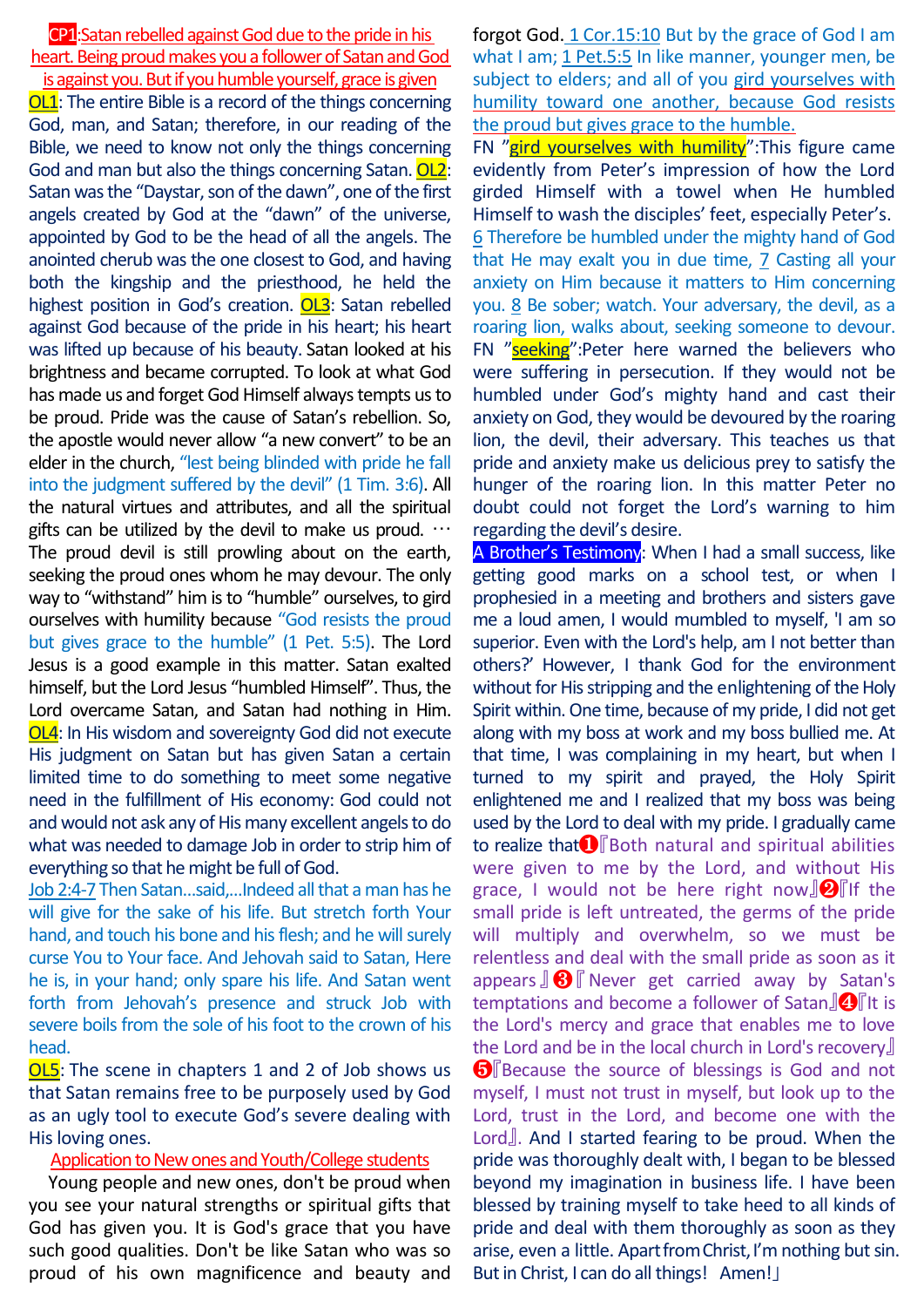**CP1:Satan rebelled against God due to the pride in his heart. Being proud makes you a follower of Satan and God is against you. But if you humble yourself, grace is given**

**OL1**: The entire Bible is a record of the things concerning God, man, and Satan; therefore, in our reading of the Bible, we need to know not only the things concerning God and man but also the things concerning Satan. **OL2**: Satan was the "Daystar, son of the dawn", one of the first angels created by God at the "dawn" of the universe, appointed by God to be the head of all the angels. The anointed cherub was the one closest to God, and having both the kingship and the priesthood, he held the highest position in God's creation. **OL3**: Satan rebelled against God because of the pride in his heart; his heart was lifted up because of his beauty. Satan looked at his brightness and became corrupted. To look at what God has made us and forget God Himself always tempts us to be proud. Pride was the cause of Satan's rebellion. So, the apostle would never allow "a new convert" to be an elder in the church, "lest being blinded with pride he fall into the judgment suffered by the devil" (1 Tim. 3:6). All the natural virtues and attributes, and all the spiritual gifts can be utilized by the devil to make us proud. … The proud devil is still prowling about on the earth, seeking the proud ones whom he may devour. The only way to "withstand" him is to "humble" ourselves, to gird ourselves with humility because "God resists the proud but gives grace to the humble" (1 Pet. 5:5). The Lord Jesus is a good example in this matter. Satan exalted himself, but the Lord Jesus "humbled Himself". Thus, the Lord overcame Satan, and Satan had nothing in Him. **OL4**: In His wisdom and sovereignty God did not execute His judgment on Satan but has given Satan a certain limited time to do something to meet some negative need in the fulfillment of His economy: God could not and would not ask any of His many excellent angels to do what was needed to damage Job in order to strip him of everything so that he might be full of God.

Job 2:4-7 Then Satan…said,…Indeed all that a man has he will give for the sake of his life. But stretch forth Your hand, and touch his bone and his flesh; and he will surely curse You to Your face. And Jehovah said to Satan, Here he is, in your hand; only spare his life. And Satan went forth from Jehovah's presence and struck Job with severe boils from the sole of his foot to the crown of his head.

**OL5**: The scene in chapters 1 and 2 of Job shows us that Satan remains free to be purposely used by God as an ugly tool to execute God's severe dealing with His loving ones.

**Application to New ones and Youth/College students**

Young people and new ones, don't be proud when you see your natural strengths or spiritual gifts that God has given you. It is God's grace that you have such good qualities. Don't be like Satan who was so proud of his own magnificence and beauty and forgot God. 1 Cor.15:10 But by the grace of God I am what I am; 1 Pet.5:5 In like manner, younger men, be subject to elders; and all of you gird yourselves with humility toward one another, because God resists the proud but gives grace to the humble.

FN "**gird yourselves with humility**":This figure came evidently from Peter's impression of how the Lord girded Himself with a towel when He humbled Himself to wash the disciples' feet, especially Peter's. 6 Therefore be humbled under the mighty hand of God that He may exalt you in due time, 7 Casting all your anxiety on Him because it matters to Him concerning you. 8 Be sober; watch. Your adversary, the devil, as a roaring lion, walks about, seeking someone to devour.

FN "**seeking**":Peter here warned the believers who were suffering in persecution. If they would not be humbled under God's mighty hand and cast their anxiety on God, they would be devoured by the roaring lion, the devil, their adversary. This teaches us that pride and anxiety make us delicious prey to satisfy the hunger of the roaring lion. In this matter Peter no doubt could not forget the Lord's warning to him regarding the devil's desire.

**A Brother's Testimony**: When I had a small success, like getting good marks on a school test, or when I prophesied in a meeting and brothers and sisters gave me a loud amen, I would mumbled to myself, 'I am so superior. Even with the Lord's help, am I not better than others?' However, I thank God for the environment without for His stripping and the enlightening of the Holy Spirit within. One time, because of my pride, I did not get along with my boss at work and my boss bullied me. At that time, I was complaining in my heart, but when I turned to my spirit and prayed, the Holy Spirit enlightened me and I realized that my boss was being used by the Lord to deal with my pride. I gradually came to realize that❶『Both natural and spiritual abilities were given to me by the Lord, and without His grace, I would not be here right now』❷『If the small pride is left untreated, the germs of the pride will multiply and overwhelm, so we must be relentless and deal with the small pride as soon as it appears』❸『Never get carried away by Satan's temptations and become a follower of Satan』❹『It is the Lord's mercy and grace that enables me to love the Lord and be in the local church in Lord's recovery』❺『Because the source of blessings is God and not myself, I must not trust in myself, but look up to the Lord, trust in the Lord, and become one with the Lord』. And I started fearing to be proud. When the pride was thoroughly dealt with, I began to be blessed beyond my imagination in business life. I have been blessed by training myself to take heed to all kinds of pride and deal with them thoroughly as soon as they arise, even a little. Apart from Christ, I'm nothing but sin. But in Christ, I can do all things! Amen!」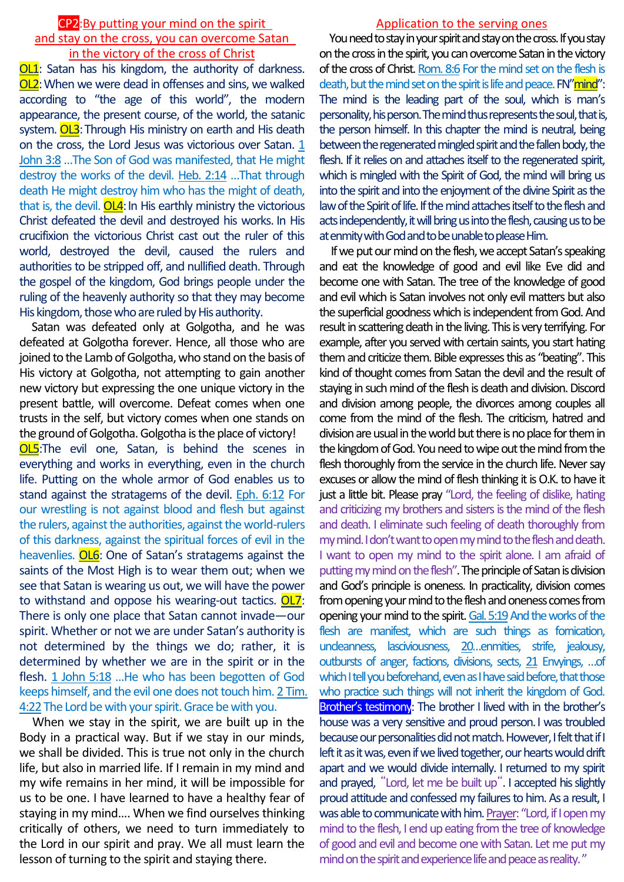## CP2: By putting your mind on the spirit and stay on the cross, you can overcome Satan in the victory of the cross of Christ

**OL1**: Satan has his kingdom, the authority of darkness. **OL2**: When we were dead in offenses and sins, we walked according to "the age of this world", the modern appearance, the present course, of the world, the satanic system. **OL3**: Through His ministry on earth and His death on the cross, the Lord Jesus was victorious over Satan. 1 John 3:8 …The Son of God was manifested, that He might destroy the works of the devil. Heb. 2:14 …That through death He might destroy him who has the might of death, that is, the devil. **OL4**: In His earthly ministry the victorious Christ defeated the devil and destroyed his works. In His crucifixion the victorious Christ cast out the ruler of this world, destroyed the devil, caused the rulers and authorities to be stripped off, and nullified death. Through the gospel of the kingdom, God brings people under the ruling of the heavenly authority so that they may become His kingdom, those who are ruled by His authority.

Satan was defeated only at Golgotha, and he was defeated at Golgotha forever. Hence, all those who are joined to the Lamb of Golgotha, who stand on the basis of His victory at Golgotha, not attempting to gain another new victory but expressing the one unique victory in the present battle, will overcome. Defeat comes when one trusts in the self, but victory comes when one stands on the ground of Golgotha. Golgotha is the place of victory!

**OL5**: The evil one, Satan, is behind the scenes in everything and works in everything, even in the church life. Putting on the whole armor of God enables us to stand against the stratagems of the devil. Eph. 6:12 For our wrestling is not against blood and flesh but against the rulers, against the authorities, against the world-rulers of this darkness, against the spiritual forces of evil in the heavenlies. **OL6**: One of Satan's stratagems against the saints of the Most High is to wear them out; when we see that Satan is wearing us out, we will have the power to withstand and oppose his wearing-out tactics. **OL7**: There is only one place that Satan cannot invade—our spirit. Whether or not we are under Satan's authority is not determined by the things we do; rather, it is determined by whether we are in the spirit or in the flesh. 1 John 5:18 …He who has been begotten of God keeps himself, and the evil one does not touch him. 2 Tim. 4:22 The Lord be with your spirit. Grace be with you.

When we stay in the spirit, we are built up in the Body in a practical way. But if we stay in our minds, we shall be divided. This is true not only in the church life, but also in married life. If I remain in my mind and my wife remains in her mind, it will be impossible for us to be one. I have learned to have a healthy fear of staying in my mind…. When we find ourselves thinking critically of others, we need to turn immediately to the Lord in our spirit and pray. We all must learn the lesson of turning to the spirit and staying there.

## Application to the serving ones

You need to stay in your spirit and stay on the cross. If you stay on the cross in the spirit, you can overcome Satan in the victory of the cross of Christ. Rom. 8:6 For the mind set on the flesh is death, but the mind set on the spirit is life and peace. FN"**mind**": The mind is the leading part of the soul, which is man's personality, his person. The mind thus represents the soul, that is, the person himself. In this chapter the mind is neutral, being between the regenerated mingled spirit and the fallen body, the flesh. If it relies on and attaches itself to the regenerated spirit, which is mingled with the Spirit of God, the mind will bring us into the spirit and into the enjoyment of the divine Spirit as the law of the Spirit of life. If the mind attaches itself to the flesh and acts independently, it will bring us into the flesh, causing us to be at enmity with God and to be unable to please Him.

If we put our mind on the flesh, we accept Satan's speaking and eat the knowledge of good and evil like Eve did and become one with Satan. The tree of the knowledge of good and evil which is Satan involves not only evil matters but also the superficial goodness which is independent from God. And result in scattering death in the living. This is very terrifying. For example, after you served with certain saints, you start hating them and criticize them. Bible expresses this as "beating". This kind of thought comes from Satan the devil and the result of staying in such mind of the flesh is death and division. Discord and division among people, the divorces among couples all come from the mind of the flesh. The criticism, hatred and division are usual in the world but there is no place for them in the kingdom of God. You need to wipe out the mind from the flesh thoroughly from the service in the church life. Never say excuses or allow the mind of flesh thinking it is O.K. to have it just a little bit. Please pray "Lord, the feeling of dislike, hating and criticizing my brothers and sisters is the mind of the flesh and death. I eliminate such feeling of death thoroughly from my mind. I don't want to open my mind to the flesh and death. I want to open my mind to the spirit alone. I am afraid of putting my mind on the flesh". The principle of Satan is division and God's principle is oneness. In practicality, division comes from opening your mind to the flesh and oneness comes from opening your mind to the spirit. Gal. 5:19 And the works of the flesh are manifest, which are such things as fornication, uncleanness, lasciviousness, 20…enmities, strife, jealousy, outbursts of anger, factions, divisions, sects, 21 Envyings, …of which I tell you beforehand, even as I have said before, that those who practice such things will not inherit the kingdom of God.

**Brother's testimony**: The brother I lived with in the brother's house was a very sensitive and proud person. I was troubled because our personalities did not match. However, I felt that if I left it as it was, even if we lived together, our hearts would drift apart and we would divide internally. I returned to my spirit and prayed, "Lord, let me be built up". I accepted his slightly proud attitude and confessed my failures to him. As a result, I was able to communicate with him. Prayer: "Lord, if I open my mind to the flesh, I end up eating from the tree of knowledge of good and evil and become one with Satan. Let me put my mind on the spirit and experience life and peace as reality."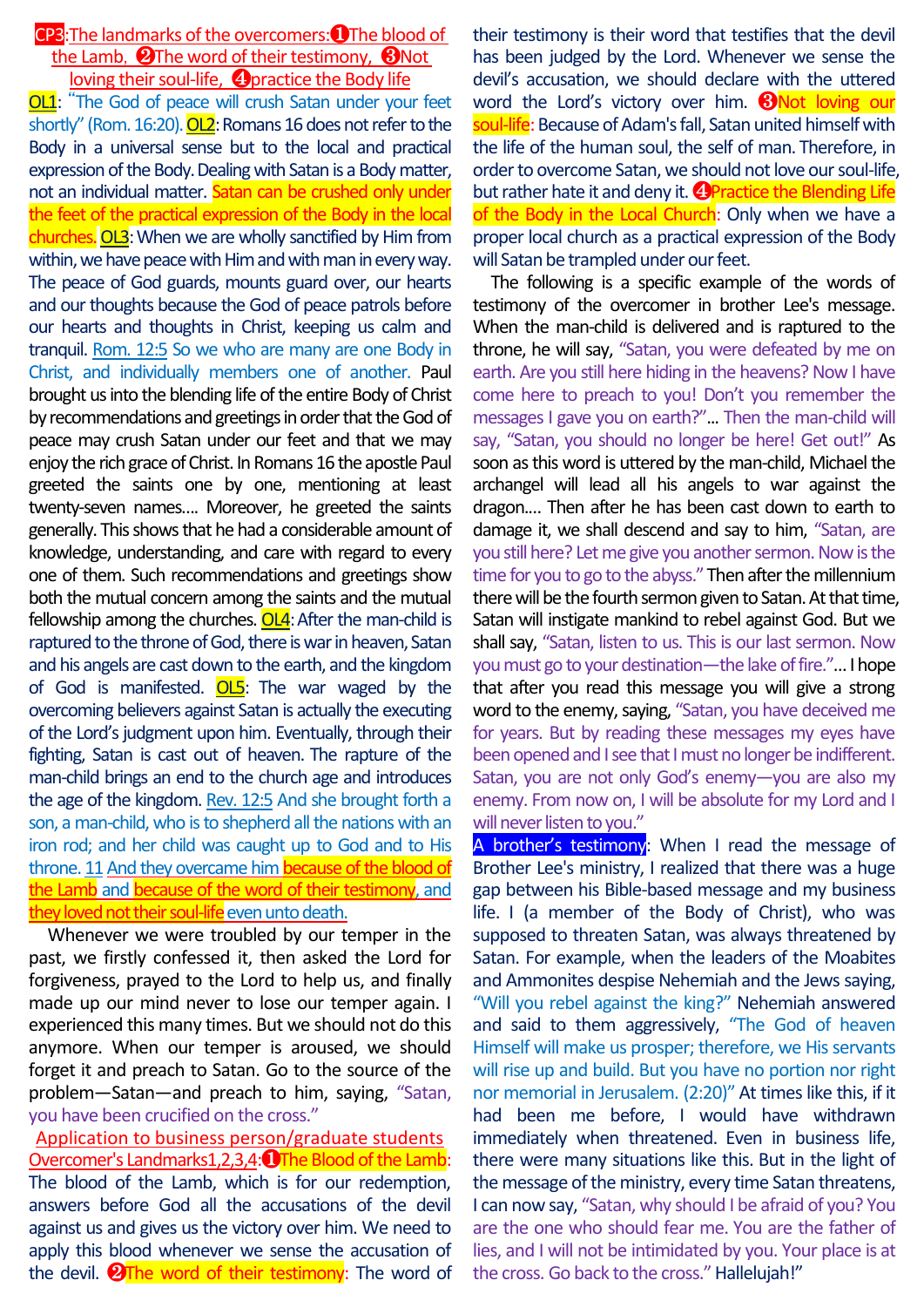## CP3: The landmarks of the overcomers: ❶The blood of the Lamb, ❷The word of their testimony, ❸Not loving their soul-life, ❹practice the Body life

**OL1**: "The God of peace will crush Satan under your feet shortly" (Rom. 16:20). **OL2**: Romans 16 does not refer to the Body in a universal sense but to the local and practical expression of the Body. Dealing with Satan is a Body matter, not an individual matter. Satan can be crushed only under the feet of the practical expression of the Body in the local churches. **OL3**: When we are wholly sanctified by Him from within, we have peace with Him and with man in every way. The peace of God guards, mounts guard over, our hearts and our thoughts because the God of peace patrols before our hearts and thoughts in Christ, keeping us calm and tranquil. Rom. 12:5 So we who are many are one Body in Christ, and individually members one of another. Paul brought us into the blending life of the entire Body of Christ by recommendations and greetings in order that the God of peace may crush Satan under our feet and that we may enjoy the rich grace of Christ. In Romans 16 the apostle Paul greeted the saints one by one, mentioning at least twenty-seven names.... Moreover, he greeted the saints generally. This shows that he had a considerable amount of knowledge, understanding, and care with regard to every one of them. Such recommendations and greetings show both the mutual concern among the saints and the mutual fellowship among the churches. **OL4**: After the man-child is raptured to the throne of God, there is war in heaven, Satan and his angels are cast down to the earth, and the kingdom of God is manifested. **OL5**: The war waged by the overcoming believers against Satan is actually the executing of the Lord's judgment upon him. Eventually, through their fighting, Satan is cast out of heaven. The rapture of the man-child brings an end to the church age and introduces the age of the kingdom. Rev. 12:5 And she brought forth a son, a man-child, who is to shepherd all the nations with an iron rod; and her child was caught up to God and to His throne. 11 And they overcame him because of the blood of the Lamb and because of the word of their testimony, and they loved not their soul-life even unto death.

Whenever we were troubled by our temper in the past, we firstly confessed it, then asked the Lord for forgiveness, prayed to the Lord to help us, and finally made up our mind never to lose our temper again. I experienced this many times. But we should not do this anymore. When our temper is aroused, we should forget it and preach to Satan. Go to the source of the problem—Satan—and preach to him, saying, "Satan, you have been crucified on the cross."

### Application to business person/graduate students

**Overcomer's Landmarks1,2,3,4: ❶The Blood of the Lamb**: The blood of the Lamb, which is for our redemption, answers before God all the accusations of the devil against us and gives us the victory over him. We need to apply this blood whenever we sense the accusation of the devil. **❷The word of their testimony**: The word of their testimony is their word that testifies that the devil has been judged by the Lord. Whenever we sense the devil's accusation, we should declare with the uttered word the Lord's victory over him. **❸Not loving our soul-life**: Because of Adam's fall, Satan united himself with the life of the human soul, the self of man. Therefore, in order to overcome Satan, we should not love our soul-life, but rather hate it and deny it. **❹Practice the Blending Life of the Body in the Local Church**: Only when we have a proper local church as a practical expression of the Body will Satan be trampled under our feet.

The following is a specific example of the words of testimony of the overcomer in brother Lee's message. When the man-child is delivered and is raptured to the throne, he will say, "Satan, you were defeated by me on earth. Are you still here hiding in the heavens? Now I have come here to preach to you! Don't you remember the messages I gave you on earth?"... Then the man-child will say, "Satan, you should no longer be here! Get out!" As soon as this word is uttered by the man-child, Michael the archangel will lead all his angels to war against the dragon.... Then after he has been cast down to earth to damage it, we shall descend and say to him, "Satan, are you still here? Let me give you another sermon. Now is the time for you to go to the abyss." Then after the millennium there will be the fourth sermon given to Satan. At that time, Satan will instigate mankind to rebel against God. But we shall say, "Satan, listen to us. This is our last sermon. Now you must go to your destination—the lake of fire."... I hope that after you read this message you will give a strong word to the enemy, saying, "Satan, you have deceived me for years. But by reading these messages my eyes have been opened and I see that I must no longer be indifferent. Satan, you are not only God's enemy—you are also my enemy. From now on, I will be absolute for my Lord and I will never listen to you."

**A brother's testimony**: When I read the message of Brother Lee's ministry, I realized that there was a huge gap between his Bible-based message and my business life. I (a member of the Body of Christ), who was supposed to threaten Satan, was always threatened by Satan. For example, when the leaders of the Moabites and Ammonites despise Nehemiah and the Jews saying, "Will you rebel against the king?" Nehemiah answered and said to them aggressively, "The God of heaven Himself will make us prosper; therefore, we His servants will rise up and build. But you have no portion nor right nor memorial in Jerusalem. (2:20)" At times like this, if it had been me before, I would have withdrawn immediately when threatened. Even in business life, there were many situations like this. But in the light of the message of the ministry, every time Satan threatens, I can now say, "Satan, why should I be afraid of you? You are the one who should fear me. You are the father of lies, and I will not be intimidated by you. Your place is at the cross. Go back to the cross." Hallelujah!"